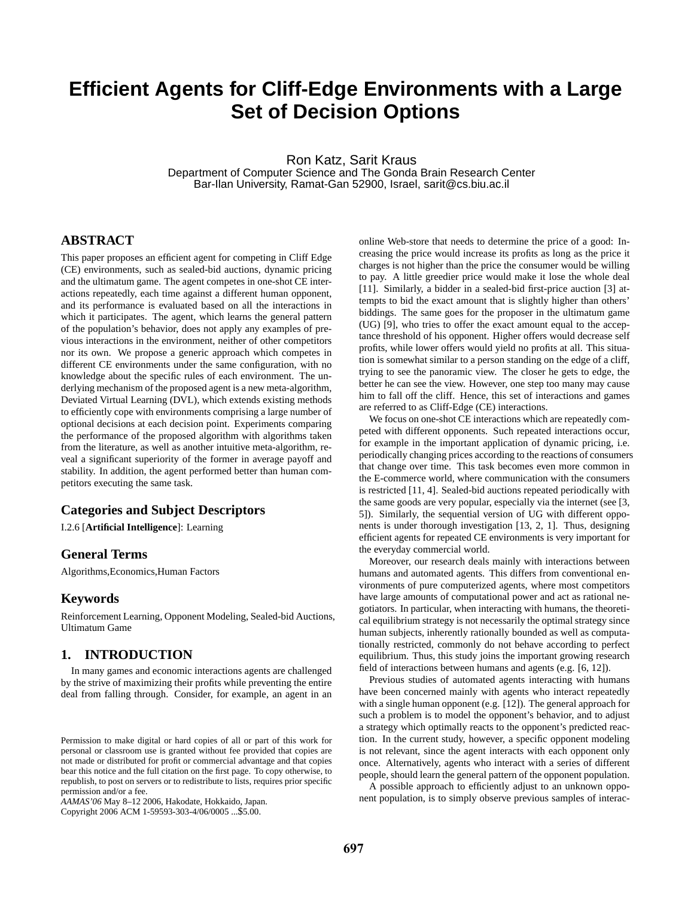# Efficient Agents for Cliff-Edge Environments with a Large Set of Decision Options

Ron Katz, Sarit Kraus
Department of Computer Science and The Gonda Brain Research Center
Bar-Ilan University, Ramat-Gan 52900, Israel, sarit@cs.biu.ac.il

## ABSTRACT

This paper proposes an efficient agent for competing in Cliff Edge (CE) environments, such as sealed-bid auctions, dynamic pricing and the ultimatum game. The agent competes in one-shot CE interactions repeatedly, each time against a different human opponent, and its performance is evaluated based on all the interactions in which it participates. The agent, which learns the general pattern of the population's behavior, does not apply any examples of previous interactions in the environment, neither of other competitors nor its own. We propose a generic approach which competes in different CE environments under the same configuration, with no knowledge about the specific rules of each environment. The underlying mechanism of the proposed agent is a new meta-algorithm, Deviated Virtual Learning (DVL), which extends existing methods to efficiently cope with environments comprising a large number of optional decisions at each decision point. Experiments comparing the performance of the proposed algorithm with algorithms taken from the literature, as well as another intuitive meta-algorithm, reveal a significant superiority of the former in average payoff and stability. In addition, the agent performed better than human competitors executing the same task.

## Categories and Subject Descriptors

I.2.6 [**Artificial Intelligence**]: Learning

## General Terms

Algorithms,Economics,Human Factors

## Keywords

Reinforcement Learning, Opponent Modeling, Sealed-bid Auctions, Ultimatum Game

## 1. INTRODUCTION

In many games and economic interactions agents are challenged by the strive of maximizing their profits while preventing the entire deal from falling through. Consider, for example, an agent in an online Web-store that needs to determine the price of a good: Increasing the price would increase its profits as long as the price it charges is not higher than the price the consumer would be willing to pay. A little greedier price would make it lose the whole deal [11]. Similarly, a bidder in a sealed-bid first-price auction [3] attempts to bid the exact amount that is slightly higher than others' biddings. The same goes for the proposer in the ultimatum game (UG) [9], who tries to offer the exact amount equal to the acceptance threshold of his opponent. Higher offers would decrease self profits, while lower offers would yield no profits at all. This situation is somewhat similar to a person standing on the edge of a cliff, trying to see the panoramic view. The closer he gets to edge, the better he can see the view. However, one step too many may cause him to fall off the cliff. Hence, this set of interactions and games are referred to as Cliff-Edge (CE) interactions.

We focus on one-shot CE interactions which are repeatedly competed with different opponents. Such repeated interactions occur, for example in the important application of dynamic pricing, i.e. periodically changing prices according to the reactions of consumers that change over time. This task becomes even more common in the E-commerce world, where communication with the consumers is restricted [11, 4]. Sealed-bid auctions repeated periodically with the same goods are very popular, especially via the internet (see [3, 5]). Similarly, the sequential version of UG with different opponents is under thorough investigation [13, 2, 1]. Thus, designing efficient agents for repeated CE environments is very important for the everyday commercial world.

Moreover, our research deals mainly with interactions between humans and automated agents. This differs from conventional environments of pure computerized agents, where most competitors have large amounts of computational power and act as rational negotiators. In particular, when interacting with humans, the theoretical equilibrium strategy is not necessarily the optimal strategy since human subjects, inherently rationally bounded as well as computationally restricted, commonly do not behave according to perfect equilibrium. Thus, this study joins the important growing research field of interactions between humans and agents (e.g. [6, 12]).

Previous studies of automated agents interacting with humans have been concerned mainly with agents who interact repeatedly with a single human opponent (e.g. [12]). The general approach for such a problem is to model the opponent's behavior, and to adjust a strategy which optimally reacts to the opponent's predicted reaction. In the current study, however, a specific opponent modeling is not relevant, since the agent interacts with each opponent only once. Alternatively, agents who interact with a series of different people, should learn the general pattern of the opponent population.

A possible approach to efficiently adjust to an unknown opponent population, is to simply observe previous samples of interac-

Permission to make digital or hard copies of all or part of this work for personal or classroom use is granted without fee provided that copies are not made or distributed for profit or commercial advantage and that copies bear this notice and the full citation on the first page. To copy otherwise, to republish, to post on servers or to redistribute to lists, requires prior specific permission and/or a fee.
*AAMAS'06* May 8–12 2006, Hakodate, Hokkaido, Japan.
Copyright 2006 ACM 1-59593-303-4/06/0005 ...$5.00.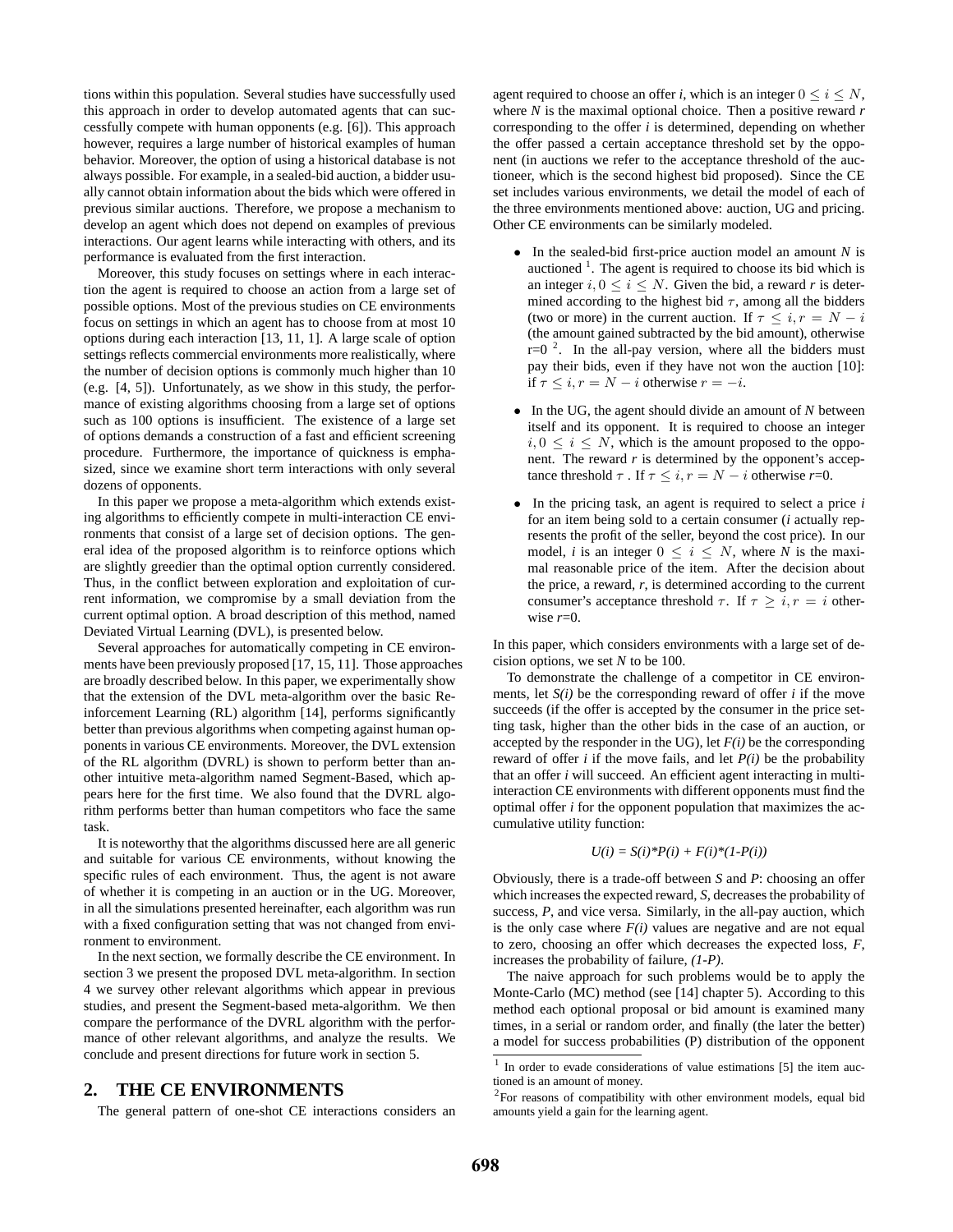tions within this population. Several studies have successfully used this approach in order to develop automated agents that can successfully compete with human opponents (e.g. [6]). This approach however, requires a large number of historical examples of human behavior. Moreover, the option of using a historical database is not always possible. For example, in a sealed-bid auction, a bidder usually cannot obtain information about the bids which were offered in previous similar auctions. Therefore, we propose a mechanism to develop an agent which does not depend on examples of previous interactions. Our agent learns while interacting with others, and its performance is evaluated from the first interaction.

Moreover, this study focuses on settings where in each interaction the agent is required to choose an action from a large set of possible options. Most of the previous studies on CE environments focus on settings in which an agent has to choose from at most 10 options during each interaction [13, 11, 1]. A large scale of option settings reflects commercial environments more realistically, where the number of decision options is commonly much higher than 10 (e.g. [4, 5]). Unfortunately, as we show in this study, the performance of existing algorithms choosing from a large set of options such as 100 options is insufficient. The existence of a large set of options demands a construction of a fast and efficient screening procedure. Furthermore, the importance of quickness is emphasized, since we examine short term interactions with only several dozens of opponents.

In this paper we propose a meta-algorithm which extends existing algorithms to efficiently compete in multi-interaction CE environments that consist of a large set of decision options. The general idea of the proposed algorithm is to reinforce options which are slightly greedier than the optimal option currently considered. Thus, in the conflict between exploration and exploitation of current information, we compromise by a small deviation from the current optimal option. A broad description of this method, named Deviated Virtual Learning (DVL), is presented below.

Several approaches for automatically competing in CE environments have been previously proposed [17, 15, 11]. Those approaches are broadly described below. In this paper, we experimentally show that the extension of the DVL meta-algorithm over the basic Reinforcement Learning (RL) algorithm [14], performs significantly better than previous algorithms when competing against human opponents in various CE environments. Moreover, the DVL extension of the RL algorithm (DVRL) is shown to perform better than another intuitive meta-algorithm named Segment-Based, which appears here for the first time. We also found that the DVRL algorithm performs better than human competitors who face the same task.

It is noteworthy that the algorithms discussed here are all generic and suitable for various CE environments, without knowing the specific rules of each environment. Thus, the agent is not aware of whether it is competing in an auction or in the UG. Moreover, in all the simulations presented hereinafter, each algorithm was run with a fixed configuration setting that was not changed from environment to environment.

In the next section, we formally describe the CE environment. In section 3 we present the proposed DVL meta-algorithm. In section 4 we survey other relevant algorithms which appear in previous studies, and present the Segment-based meta-algorithm. We then compare the performance of the DVRL algorithm with the performance of other relevant algorithms, and analyze the results. We conclude and present directions for future work in section 5.

## 2. THE CE ENVIRONMENTS

The general pattern of one-shot CE interactions considers an agent required to choose an offer *i*, which is an integer $0 \leq i \leq N$, where *N* is the maximal optional choice. Then a positive reward *r* corresponding to the offer *i* is determined, depending on whether the offer passed a certain acceptance threshold set by the opponent (in auctions we refer to the acceptance threshold of the auctioneer, which is the second highest bid proposed). Since the CE set includes various environments, we detail the model of each of the three environments mentioned above: auction, UG and pricing. Other CE environments can be similarly modeled.

- In the sealed-bid first-price auction model an amount *N* is auctioned [1]. The agent is required to choose its bid which is an integer $i, 0 \leq i \leq N$. Given the bid, a reward *r* is determined according to the highest bid $\tau$, among all the bidders (two or more) in the current auction. If $\tau \leq i, r = N - i$ (the amount gained subtracted by the bid amount), otherwise r=0 [2]. In the all-pay version, where all the bidders must pay their bids, even if they have not won the auction [10]: if $\tau \leq i, r = N - i$ otherwise $r = -i$.
- In the UG, the agent should divide an amount of *N* between itself and its opponent. It is required to choose an integer $i, 0 \leq i \leq N$, which is the amount proposed to the opponent. The reward *r* is determined by the opponent's acceptance threshold $\tau$ . If $\tau \leq i, r = N - i$ otherwise *r*=0.
- In the pricing task, an agent is required to select a price *i* for an item being sold to a certain consumer (*i* actually represents the profit of the seller, beyond the cost price). In our model, *i* is an integer $0 \leq i \leq N$, where *N* is the maximal reasonable price of the item. After the decision about the price, a reward, *r*, is determined according to the current consumer's acceptance threshold $\tau$. If $\tau \geq i, r = i$ otherwise *r*=0.

In this paper, which considers environments with a large set of decision options, we set *N* to be 100.

To demonstrate the challenge of a competitor in CE environments, let *S(i)* be the corresponding reward of offer *i* if the move succeeds (if the offer is accepted by the consumer in the price setting task, higher than the other bids in the case of an auction, or accepted by the responder in the UG), let *F(i)* be the corresponding reward of offer *i* if the move fails, and let *P(i)* be the probability that an offer *i* will succeed. An efficient agent interacting in multi-interaction CE environments with different opponents must find the optimal offer *i* for the opponent population that maximizes the accumulative utility function:

$$U(i) = S(i)*P(i) + F(i)*(1-P(i))$$

Obviously, there is a trade-off between *S* and *P*: choosing an offer which increases the expected reward, *S*, decreases the probability of success, *P*, and vice versa. Similarly, in the all-pay auction, which is the only case where *F(i)* values are negative and are not equal to zero, choosing an offer which decreases the expected loss, *F*, increases the probability of failure, *(1-P)*.

The naive approach for such problems would be to apply the Monte-Carlo (MC) method (see [14] chapter 5). According to this method each optional proposal or bid amount is examined many times, in a serial or random order, and finally (the later the better) a model for success probabilities (P) distribution of the opponent

[1] In order to evade considerations of value estimations [5] the item auctioned is an amount of money.

[2] For reasons of compatibility with other environment models, equal bid amounts yield a gain for the learning agent.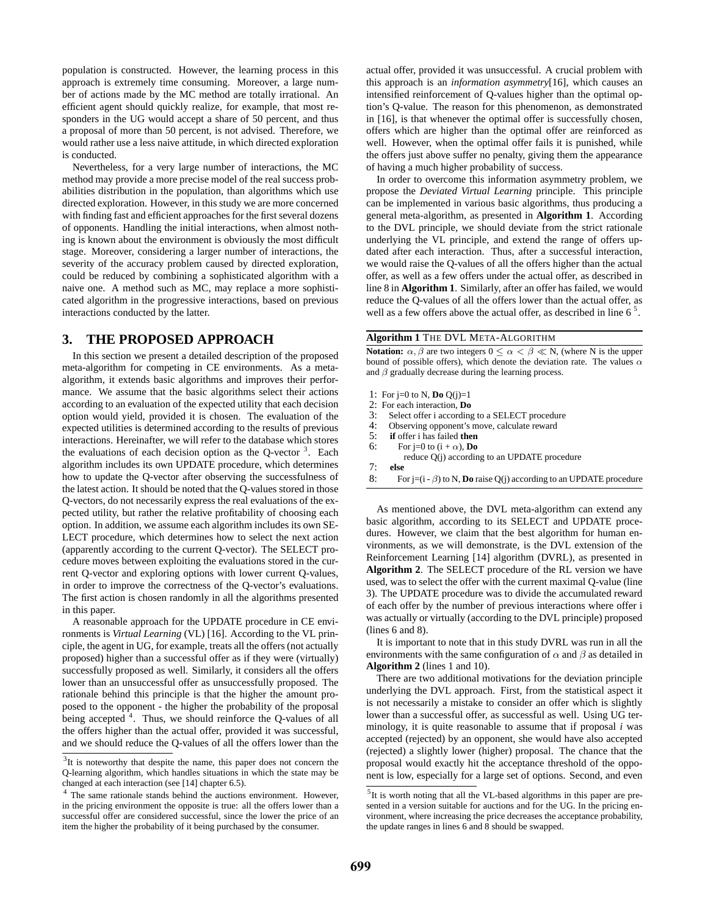population is constructed. However, the learning process in this approach is extremely time consuming. Moreover, a large number of actions made by the MC method are totally irrational. An efficient agent should quickly realize, for example, that most responders in the UG would accept a share of 50 percent, and thus a proposal of more than 50 percent, is not advised. Therefore, we would rather use a less naive attitude, in which directed exploration is conducted.

Nevertheless, for a very large number of interactions, the MC method may provide a more precise model of the real success probabilities distribution in the population, than algorithms which use directed exploration. However, in this study we are more concerned with finding fast and efficient approaches for the first several dozens of opponents. Handling the initial interactions, when almost nothing is known about the environment is obviously the most difficult stage. Moreover, considering a larger number of interactions, the severity of the accuracy problem caused by directed exploration, could be reduced by combining a sophisticated algorithm with a naive one. A method such as MC, may replace a more sophisticated algorithm in the progressive interactions, based on previous interactions conducted by the latter.

## 3. THE PROPOSED APPROACH

In this section we present a detailed description of the proposed meta-algorithm for competing in CE environments. As a meta-algorithm, it extends basic algorithms and improves their performance. We assume that the basic algorithms select their actions according to an evaluation of the expected utility that each decision option would yield, provided it is chosen. The evaluation of the expected utilities is determined according to the results of previous interactions. Hereinafter, we will refer to the database which stores the evaluations of each decision option as the Q-vector [3]. Each algorithm includes its own UPDATE procedure, which determines how to update the Q-vector after observing the successfulness of the latest action. It should be noted that the Q-values stored in those Q-vectors, do not necessarily express the real evaluations of the expected utility, but rather the relative profitability of choosing each option. In addition, we assume each algorithm includes its own SELECT procedure, which determines how to select the next action (apparently according to the current Q-vector). The SELECT procedure moves between exploiting the evaluations stored in the current Q-vector and exploring options with lower current Q-values, in order to improve the correctness of the Q-vector's evaluations. The first action is chosen randomly in all the algorithms presented in this paper.

A reasonable approach for the UPDATE procedure in CE environments is *Virtual Learning* (VL) [16]. According to the VL principle, the agent in UG, for example, treats all the offers (not actually proposed) higher than a successful offer as if they were (virtually) successfully proposed as well. Similarly, it considers all the offers lower than an unsuccessful offer as unsuccessfully proposed. The rationale behind this principle is that the higher the amount proposed to the opponent - the higher the probability of the proposal being accepted [4]. Thus, we should reinforce the Q-values of all the offers higher than the actual offer, provided it was successful, and we should reduce the Q-values of all the offers lower than the actual offer, provided it was unsuccessful. A crucial problem with this approach is an *information asymmetry*[16], which causes an intensified reinforcement of Q-values higher than the optimal option's Q-value. The reason for this phenomenon, as demonstrated in [16], is that whenever the optimal offer is successfully chosen, offers which are higher than the optimal offer are reinforced as well. However, when the optimal offer fails it is punished, while the offers just above suffer no penalty, giving them the appearance of having a much higher probability of success.

In order to overcome this information asymmetry problem, we propose the *Deviated Virtual Learning* principle. This principle can be implemented in various basic algorithms, thus producing a general meta-algorithm, as presented in **Algorithm 1**. According to the DVL principle, we should deviate from the strict rationale underlying the VL principle, and extend the range of offers updated after each interaction. Thus, after a successful interaction, we would raise the Q-values of all the offers higher than the actual offer, as well as a few offers under the actual offer, as described in line 8 in **Algorithm 1**. Similarly, after an offer has failed, we would reduce the Q-values of all the offers lower than the actual offer, as well as a few offers above the actual offer, as described in line 6 [5].

**Algorithm 1** THE DVL META-ALGORITHM

**Notation:** $\alpha, \beta$ are two integers $0 \leq \alpha < \beta \ll$ N, (where N is the upper bound of possible offers), which denote the deviation rate. The values $\alpha$ and $\beta$ gradually decrease during the learning process.

```
1: For j=0 to N, Do Q(j)=1
2: For each interaction, Do
3:   Select offer i according to a SELECT procedure
4:   Observing opponent's move, calculate reward
5:   if offer i has failed then
6:     For j=0 to (i + α), Do
         reduce Q(j) according to an UPDATE procedure
7:   else
8:     For j=(i - β) to N, Do raise Q(j) according to an UPDATE procedure
```

As mentioned above, the DVL meta-algorithm can extend any basic algorithm, according to its SELECT and UPDATE procedures. However, we claim that the best algorithm for human environments, as we will demonstrate, is the DVL extension of the Reinforcement Learning [14] algorithm (DVRL), as presented in **Algorithm 2**. The SELECT procedure of the RL version we have used, was to select the offer with the current maximal Q-value (line 3). The UPDATE procedure was to divide the accumulated reward of each offer by the number of previous interactions where offer i was actually or virtually (according to the DVL principle) proposed (lines 6 and 8).

It is important to note that in this study DVRL was run in all the environments with the same configuration of $\alpha$ and $\beta$ as detailed in **Algorithm 2** (lines 1 and 10).

There are two additional motivations for the deviation principle underlying the DVL approach. First, from the statistical aspect it is not necessarily a mistake to consider an offer which is slightly lower than a successful offer, as successful as well. Using UG terminology, it is quite reasonable to assume that if proposal *i* was accepted (rejected) by an opponent, she would have also accepted (rejected) a slightly lower (higher) proposal. The chance that the proposal would exactly hit the acceptance threshold of the opponent is low, especially for a large set of options. Second, and even

[3] It is noteworthy that despite the name, this paper does not concern the Q-learning algorithm, which handles situations in which the state may be changed at each interaction (see [14] chapter 6.5).

[4] The same rationale stands behind the auctions environment. However, in the pricing environment the opposite is true: all the offers lower than a successful offer are considered successful, since the lower the price of an item the higher the probability of it being purchased by the consumer.

[5] It is worth noting that all the VL-based algorithms in this paper are presented in a version suitable for auctions and for the UG. In the pricing environment, where increasing the price decreases the acceptance probability, the update ranges in lines 6 and 8 should be swapped.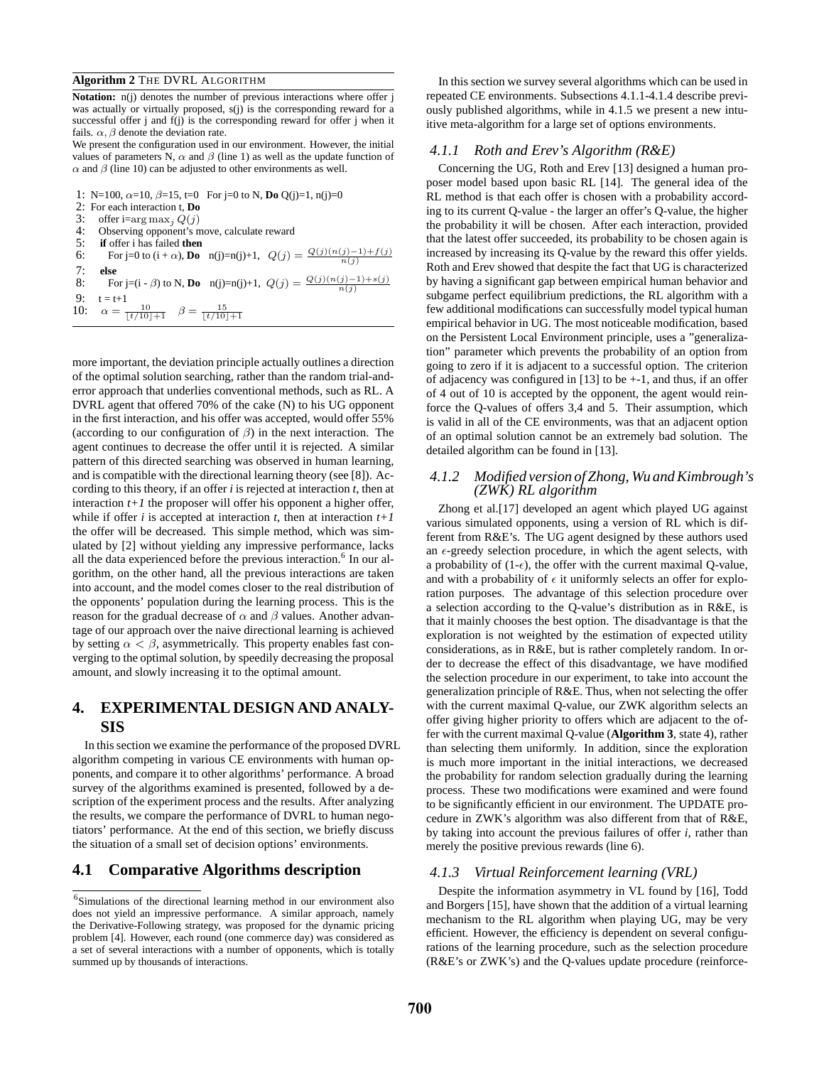**Algorithm 2** THE DVRL ALGORITHM

**Notation:** n(j) denotes the number of previous interactions where offer j was actually or virtually proposed, s(j) is the corresponding reward for a successful offer j and f(j) is the corresponding reward for offer j when it fails. $\alpha, \beta$ denote the deviation rate.

We present the configuration used in our environment. However, the initial values of parameters N, $\alpha$ and $\beta$ (line 1) as well as the update function of $\alpha$ and $\beta$ (line 10) can be adjusted to other environments as well.

```
1: N=100, α=10, β=15, t=0   For j=0 to N, Do Q(j)=1, n(j)=0
2: For each interaction t, Do
3:   offer i=arg max_j Q(j)
4:   Observing opponent's move, calculate reward
5:   if offer i has failed then
6:     For j=0 to (i + α), Do   n(j)=n(j)+1,  Q(j) = (Q(j)(n(j)−1)+f(j)) / n(j)
7:   else
8:     For j=(i - β) to N, Do   n(j)=n(j)+1,  Q(j) = (Q(j)(n(j)−1)+s(j)) / n(j)
9:   t = t+1
10:  α = 10/(⌊t/10⌋+1)   β = 15/(⌊t/10⌋+1)
```

more important, the deviation principle actually outlines a direction of the optimal solution searching, rather than the random trial-and-error approach that underlies conventional methods, such as RL. A DVRL agent that offered 70% of the cake (N) to his UG opponent in the first interaction, and his offer was accepted, would offer 55% (according to our configuration of $\beta$) in the next interaction. The agent continues to decrease the offer until it is rejected. A similar pattern of this directed searching was observed in human learning, and is compatible with the directional learning theory (see [8]). According to this theory, if an offer *i* is rejected at interaction *t*, then at interaction *t+1* the proposer will offer his opponent a higher offer, while if offer *i* is accepted at interaction *t*, then at interaction *t+1* the offer will be decreased. This simple method, which was simulated by [2] without yielding any impressive performance, lacks all the data experienced before the previous interaction.[6] In our algorithm, on the other hand, all the previous interactions are taken into account, and the model comes closer to the real distribution of the opponents' population during the learning process. This is the reason for the gradual decrease of $\alpha$ and $\beta$ values. Another advantage of our approach over the naive directional learning is achieved by setting $\alpha < \beta$, asymmetrically. This property enables fast converging to the optimal solution, by speedily decreasing the proposal amount, and slowly increasing it to the optimal amount.

## 4. EXPERIMENTAL DESIGN AND ANALYSIS

In this section we examine the performance of the proposed DVRL algorithm competing in various CE environments with human opponents, and compare it to other algorithms' performance. A broad survey of the algorithms examined is presented, followed by a description of the experiment process and the results. After analyzing the results, we compare the performance of DVRL to human negotiators' performance. At the end of this section, we briefly discuss the situation of a small set of decision options' environments.

### 4.1 Comparative Algorithms description

In this section we survey several algorithms which can be used in repeated CE environments. Subsections 4.1.1-4.1.4 describe previously published algorithms, while in 4.1.5 we present a new intuitive meta-algorithm for a large set of options environments.

#### 4.1.1 Roth and Erev's Algorithm (R&E)

Concerning the UG, Roth and Erev [13] designed a human proposer model based upon basic RL [14]. The general idea of the RL method is that each offer is chosen with a probability according to its current Q-value - the larger an offer's Q-value, the higher the probability it will be chosen. After each interaction, provided that the latest offer succeeded, its probability to be chosen again is increased by increasing its Q-value by the reward this offer yields. Roth and Erev showed that despite the fact that UG is characterized by having a significant gap between empirical human behavior and subgame perfect equilibrium predictions, the RL algorithm with a few additional modifications can successfully model typical human empirical behavior in UG. The most noticeable modification, based on the Persistent Local Environment principle, uses a "generalization" parameter which prevents the probability of an option from going to zero if it is adjacent to a successful option. The criterion of adjacency was configured in [13] to be +-1, and thus, if an offer of 4 out of 10 is accepted by the opponent, the agent would reinforce the Q-values of offers 3,4 and 5. Their assumption, which is valid in all of the CE environments, was that an adjacent option of an optimal solution cannot be an extremely bad solution. The detailed algorithm can be found in [13].

#### 4.1.2 Modified version of Zhong, Wu and Kimbrough's (ZWK) RL algorithm

Zhong et al.[17] developed an agent which played UG against various simulated opponents, using a version of RL which is different from R&E's. The UG agent designed by these authors used an $\epsilon$-greedy selection procedure, in which the agent selects, with a probability of (1-$\epsilon$), the offer with the current maximal Q-value, and with a probability of $\epsilon$ it uniformly selects an offer for exploration purposes. The advantage of this selection procedure over a selection according to the Q-value's distribution as in R&E, is that it mainly chooses the best option. The disadvantage is that the exploration is not weighted by the estimation of expected utility considerations, as in R&E, but is rather completely random. In order to decrease the effect of this disadvantage, we have modified the selection procedure in our experiment, to take into account the generalization principle of R&E. Thus, when not selecting the offer with the current maximal Q-value, our ZWK algorithm selects an offer giving higher priority to offers which are adjacent to the offer with the current maximal Q-value (**Algorithm 3**, state 4), rather than selecting them uniformly. In addition, since the exploration is much more important in the initial interactions, we decreased the probability for random selection gradually during the learning process. These two modifications were examined and were found to be significantly efficient in our environment. The UPDATE procedure in ZWK's algorithm was also different from that of R&E, by taking into account the previous failures of offer *i*, rather than merely the positive previous rewards (line 6).

#### 4.1.3 Virtual Reinforcement learning (VRL)

Despite the information asymmetry in VL found by [16], Todd and Borgers [15], have shown that the addition of a virtual learning mechanism to the RL algorithm when playing UG, may be very efficient. However, the efficiency is dependent on several configurations of the learning procedure, such as the selection procedure (R&E's or ZWK's) and the Q-values update procedure (reinforce-

[6] Simulations of the directional learning method in our environment also does not yield an impressive performance. A similar approach, namely the Derivative-Following strategy, was proposed for the dynamic pricing problem [4]. However, each round (one commerce day) was considered as a set of several interactions with a number of opponents, which is totally summed up by thousands of interactions.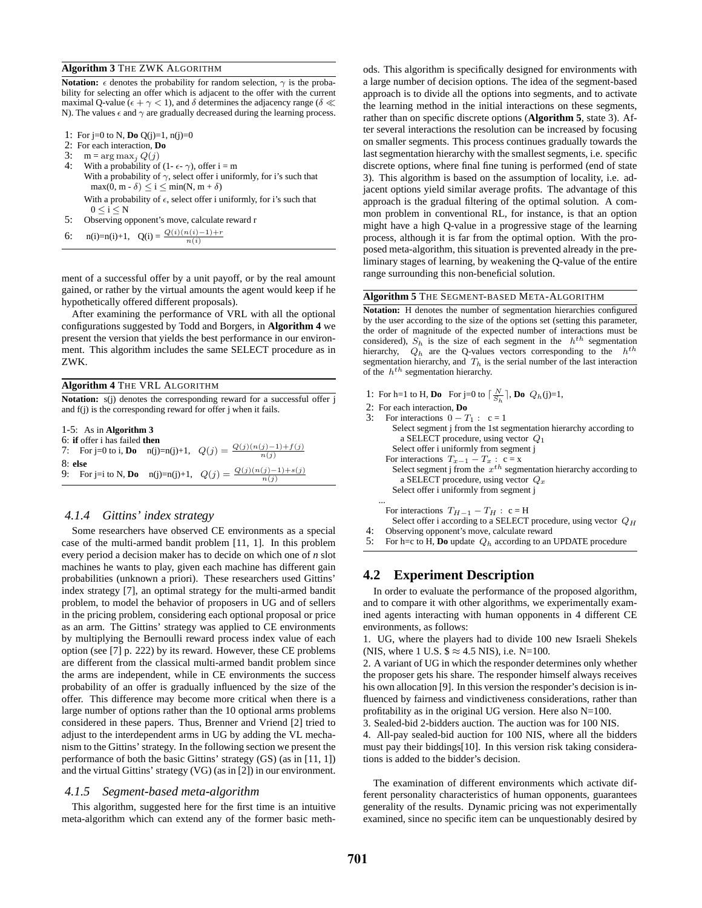**Algorithm 3** THE ZWK ALGORITHM

**Notation:** $\epsilon$ denotes the probability for random selection, $\gamma$ is the probability for selecting an offer which is adjacent to the offer with the current maximal Q-value ($\epsilon + \gamma < 1$), and $\delta$ determines the adjacency range ($\delta \ll$ N). The values $\epsilon$ and $\gamma$ are gradually decreased during the learning process.

1: For j=0 to N, **Do** Q(j)=1, n(j)=0
2: For each interaction, **Do**
3: m = $\arg\max_j Q(j)$
4: With a probability of (1- $\epsilon$- $\gamma$), offer i = m
With a probability of $\gamma$, select offer i uniformly, for i's such that max(0, m - $\delta$) $\leq$ i $\leq$ min(N, m + $\delta$)
With a probability of $\epsilon$, select offer i uniformly, for i's such that $0 \leq i \leq N$
5: Observing opponent's move, calculate reward r
6: n(i)=n(i)+1, Q(i) = $\frac{Q(i)(n(i)-1)+r}{n(i)}$

ment of a successful offer by a unit payoff, or by the real amount gained, or rather by the virtual amounts the agent would keep if he hypothetically offered different proposals).

After examining the performance of VRL with all the optional configurations suggested by Todd and Borgers, in **Algorithm 4** we present the version that yields the best performance in our environment. This algorithm includes the same SELECT procedure as in ZWK.

**Algorithm 4** THE VRL ALGORITHM

**Notation:** s(j) denotes the corresponding reward for a successful offer j and f(j) is the corresponding reward for offer j when it fails.

1-5: As in **Algorithm 3**
6: **if** offer i has failed **then**
7: For j=0 to i, **Do** n(j)=n(j)+1, $Q(j) = \frac{Q(j)(n(j)-1)+f(j)}{n(j)}$
8: **else**
9: For j=i to N, **Do** n(j)=n(j)+1, $Q(j) = \frac{Q(j)(n(j)-1)+s(j)}{n(j)}$

#### 4.1.4 Gittins' index strategy

Some researchers have observed CE environments as a special case of the multi-armed bandit problem [11, 1]. In this problem every period a decision maker has to decide on which one of *n* slot machines he wants to play, given each machine has different gain probabilities (unknown a priori). These researchers used Gittins' index strategy [7], an optimal strategy for the multi-armed bandit problem, to model the behavior of proposers in UG and of sellers in the pricing problem, considering each optional proposal or price as an arm. The Gittins' strategy was applied to CE environments by multiplying the Bernoulli reward process index value of each option (see [7] p. 222) by its reward. However, these CE problems are different from the classical multi-armed bandit problem since the arms are independent, while in CE environments the success probability of an offer is gradually influenced by the size of the offer. This difference may become more critical when there is a large number of options rather than the 10 optional arms problems considered in these papers. Thus, Brenner and Vriend [2] tried to adjust to the interdependent arms in UG by adding the VL mechanism to the Gittins' strategy. In the following section we present the performance of both the basic Gittins' strategy (GS) (as in [11, 1]) and the virtual Gittins' strategy (VG) (as in [2]) in our environment.

#### 4.1.5 Segment-based meta-algorithm

This algorithm, suggested here for the first time is an intuitive meta-algorithm which can extend any of the former basic methods. This algorithm is specifically designed for environments with a large number of decision options. The idea of the segment-based approach is to divide all the options into segments, and to activate the learning method in the initial interactions on these segments, rather than on specific discrete options (**Algorithm 5**, state 3). After several interactions the resolution can be increased by focusing on smaller segments. This process continues gradually towards the last segmentation hierarchy with the smallest segments, i.e. specific discrete options, where final fine tuning is performed (end of state 3). This algorithm is based on the assumption of locality, i.e. adjacent options yield similar average profits. The advantage of this approach is the gradual filtering of the optimal solution. A common problem in conventional RL, for instance, is that an option might have a high Q-value in a progressive stage of the learning process, although it is far from the optimal option. With the proposed meta-algorithm, this situation is prevented already in the preliminary stages of learning, by weakening the Q-value of the entire range surrounding this non-beneficial solution.

**Algorithm 5** THE SEGMENT-BASED META-ALGORITHM

**Notation:** H denotes the number of segmentation hierarchies configured by the user according to the size of the options set (setting this parameter, the order of magnitude of the expected number of interactions must be considered), $S_h$ is the size of each segment in the $h^{th}$ segmentation hierarchy, $Q_h$ are the Q-values vectors corresponding to the $h^{th}$ segmentation hierarchy, and $T_h$ is the serial number of the last interaction of the $h^{th}$ segmentation hierarchy.

1: For h=1 to H, **Do** For j=0 to $\lceil \frac{N}{S_h} \rceil$, **Do** $Q_h$(j)=1,
2: For each interaction, **Do**
3: For interactions $0 - T_1$ : c = 1
Select segment j from the 1st segmentation hierarchy according to a SELECT procedure, using vector $Q_1$
Select offer i uniformly from segment j
For interactions $T_{x-1} - T_x$ : c = x
Select segment j from the $x^{th}$ segmentation hierarchy according to a SELECT procedure, using vector $Q_x$
Select offer i uniformly from segment j
...
For interactions $T_{H-1} - T_H$ : c = H
Select offer i according to a SELECT procedure, using vector $Q_H$
4: Observing opponent's move, calculate reward
5: For h=c to H, **Do** update $Q_h$ according to an UPDATE procedure

### 4.2 Experiment Description

In order to evaluate the performance of the proposed algorithm, and to compare it with other algorithms, we experimentally examined agents interacting with human opponents in 4 different CE environments, as follows:

1. UG, where the players had to divide 100 new Israeli Shekels (NIS, where 1 U.S. \$ $\approx$ 4.5 NIS), i.e. N=100.
2. A variant of UG in which the responder determines only whether the proposer gets his share. The responder himself always receives his own allocation [9]. In this version the responder's decision is influenced by fairness and vindictiveness considerations, rather than profitability as in the original UG version. Here also N=100.
3. Sealed-bid 2-bidders auction. The auction was for 100 NIS.
4. All-pay sealed-bid auction for 100 NIS, where all the bidders must pay their biddings[10]. In this version risk taking considerations is added to the bidder's decision.

The examination of different environments which activate different personality characteristics of human opponents, guarantees generality of the results. Dynamic pricing was not experimentally examined, since no specific item can be unquestionably desired by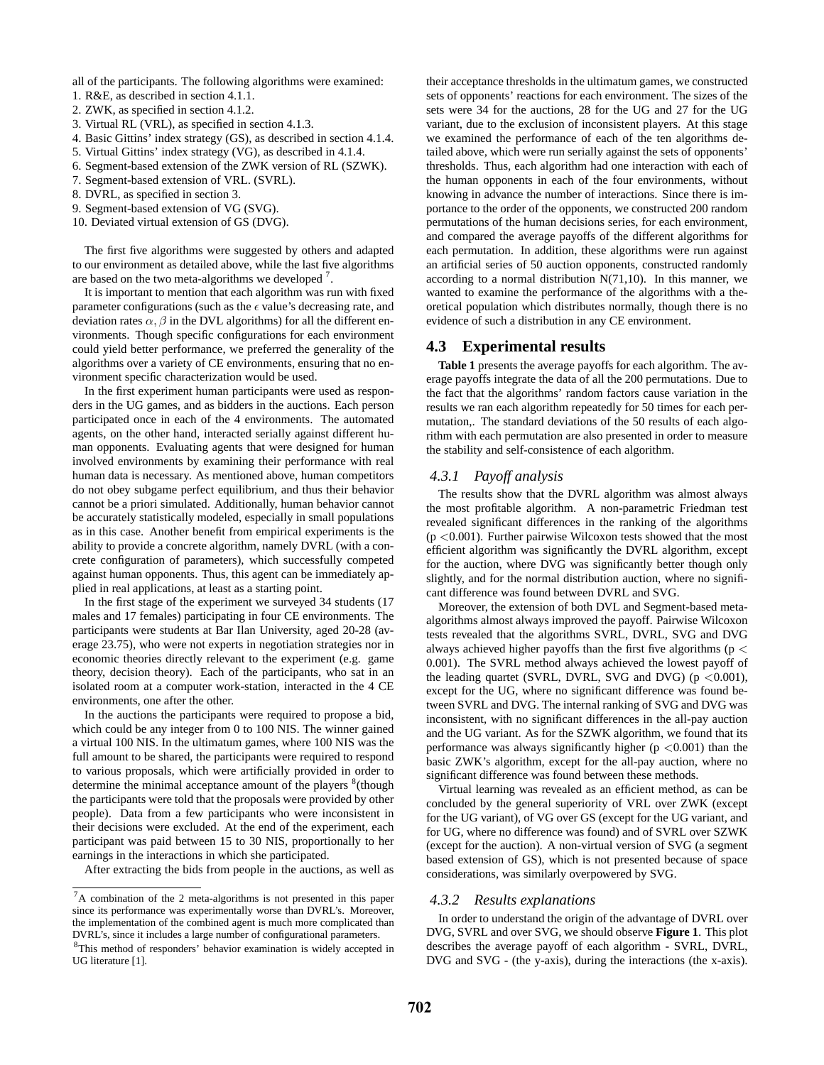all of the participants. The following algorithms were examined:

1. R&E, as described in section 4.1.1.
2. ZWK, as specified in section 4.1.2.
3. Virtual RL (VRL), as specified in section 4.1.3.
4. Basic Gittins' index strategy (GS), as described in section 4.1.4.
5. Virtual Gittins' index strategy (VG), as described in 4.1.4.
6. Segment-based extension of the ZWK version of RL (SZWK).
7. Segment-based extension of VRL. (SVRL).
8. DVRL, as specified in section 3.
9. Segment-based extension of VG (SVG).
10. Deviated virtual extension of GS (DVG).

The first five algorithms were suggested by others and adapted to our environment as detailed above, while the last five algorithms are based on the two meta-algorithms we developed [7].

It is important to mention that each algorithm was run with fixed parameter configurations (such as the $\epsilon$ value's decreasing rate, and deviation rates $\alpha, \beta$ in the DVL algorithms) for all the different environments. Though specific configurations for each environment could yield better performance, we preferred the generality of the algorithms over a variety of CE environments, ensuring that no environment specific characterization would be used.

In the first experiment human participants were used as responders in the UG games, and as bidders in the auctions. Each person participated once in each of the 4 environments. The automated agents, on the other hand, interacted serially against different human opponents. Evaluating agents that were designed for human involved environments by examining their performance with real human data is necessary. As mentioned above, human competitors do not obey subgame perfect equilibrium, and thus their behavior cannot be a priori simulated. Additionally, human behavior cannot be accurately statistically modeled, especially in small populations as in this case. Another benefit from empirical experiments is the ability to provide a concrete algorithm, namely DVRL (with a concrete configuration of parameters), which successfully competed against human opponents. Thus, this agent can be immediately applied in real applications, at least as a starting point.

In the first stage of the experiment we surveyed 34 students (17 males and 17 females) participating in four CE environments. The participants were students at Bar Ilan University, aged 20-28 (average 23.75), who were not experts in negotiation strategies nor in economic theories directly relevant to the experiment (e.g. game theory, decision theory). Each of the participants, who sat in an isolated room at a computer work-station, interacted in the 4 CE environments, one after the other.

In the auctions the participants were required to propose a bid, which could be any integer from 0 to 100 NIS. The winner gained a virtual 100 NIS. In the ultimatum games, where 100 NIS was the full amount to be shared, the participants were required to respond to various proposals, which were artificially provided in order to determine the minimal acceptance amount of the players [8](though the participants were told that the proposals were provided by other people). Data from a few participants who were inconsistent in their decisions were excluded. At the end of the experiment, each participant was paid between 15 to 30 NIS, proportionally to her earnings in the interactions in which she participated.

After extracting the bids from people in the auctions, as well as their acceptance thresholds in the ultimatum games, we constructed sets of opponents' reactions for each environment. The sizes of the sets were 34 for the auctions, 28 for the UG and 27 for the UG variant, due to the exclusion of inconsistent players. At this stage we examined the performance of each of the ten algorithms detailed above, which were run serially against the sets of opponents' thresholds. Thus, each algorithm had one interaction with each of the human opponents in each of the four environments, without knowing in advance the number of interactions. Since there is importance to the order of the opponents, we constructed 200 random permutations of the human decisions series, for each environment, and compared the average payoffs of the different algorithms for each permutation. In addition, these algorithms were run against an artificial series of 50 auction opponents, constructed randomly according to a normal distribution N(71,10). In this manner, we wanted to examine the performance of the algorithms with a theoretical population which distributes normally, though there is no evidence of such a distribution in any CE environment.

## 4.3 Experimental results

**Table 1** presents the average payoffs for each algorithm. The average payoffs integrate the data of all the 200 permutations. Due to the fact that the algorithms' random factors cause variation in the results we ran each algorithm repeatedly for 50 times for each permutation,. The standard deviations of the 50 results of each algorithm with each permutation are also presented in order to measure the stability and self-consistence of each algorithm.

### 4.3.1 *Payoff analysis*

The results show that the DVRL algorithm was almost always the most profitable algorithm. A non-parametric Friedman test revealed significant differences in the ranking of the algorithms ($p < 0.001$). Further pairwise Wilcoxon tests showed that the most efficient algorithm was significantly the DVRL algorithm, except for the auction, where DVG was significantly better though only slightly, and for the normal distribution auction, where no significant difference was found between DVRL and SVG.

Moreover, the extension of both DVL and Segment-based meta-algorithms almost always improved the payoff. Pairwise Wilcoxon tests revealed that the algorithms SVRL, DVRL, SVG and DVG always achieved higher payoffs than the first five algorithms ($p < 0.001$). The SVRL method always achieved the lowest payoff of the leading quartet (SVRL, DVRL, SVG and DVG) ($p < 0.001$), except for the UG, where no significant difference was found between SVRL and DVG. The internal ranking of SVG and DVG was inconsistent, with no significant differences in the all-pay auction and the UG variant. As for the SZWK algorithm, we found that its performance was always significantly higher ($p < 0.001$) than the basic ZWK's algorithm, except for the all-pay auction, where no significant difference was found between these methods.

Virtual learning was revealed as an efficient method, as can be concluded by the general superiority of VRL over ZWK (except for the UG variant), of VG over GS (except for the UG variant, and for UG, where no difference was found) and of SVRL over SZWK (except for the auction). A non-virtual version of SVG (a segment based extension of GS), which is not presented because of space considerations, was similarly overpowered by SVG.

### 4.3.2 *Results explanations*

In order to understand the origin of the advantage of DVRL over DVG, SVRL and over SVG, we should observe **Figure 1**. This plot describes the average payoff of each algorithm - SVRL, DVRL, DVG and SVG - (the y-axis), during the interactions (the x-axis).

---

[7] A combination of the 2 meta-algorithms is not presented in this paper since its performance was experimentally worse than DVRL's. Moreover, the implementation of the combined agent is much more complicated than DVRL's, since it includes a large number of configurational parameters.

[8] This method of responders' behavior examination is widely accepted in UG literature [1].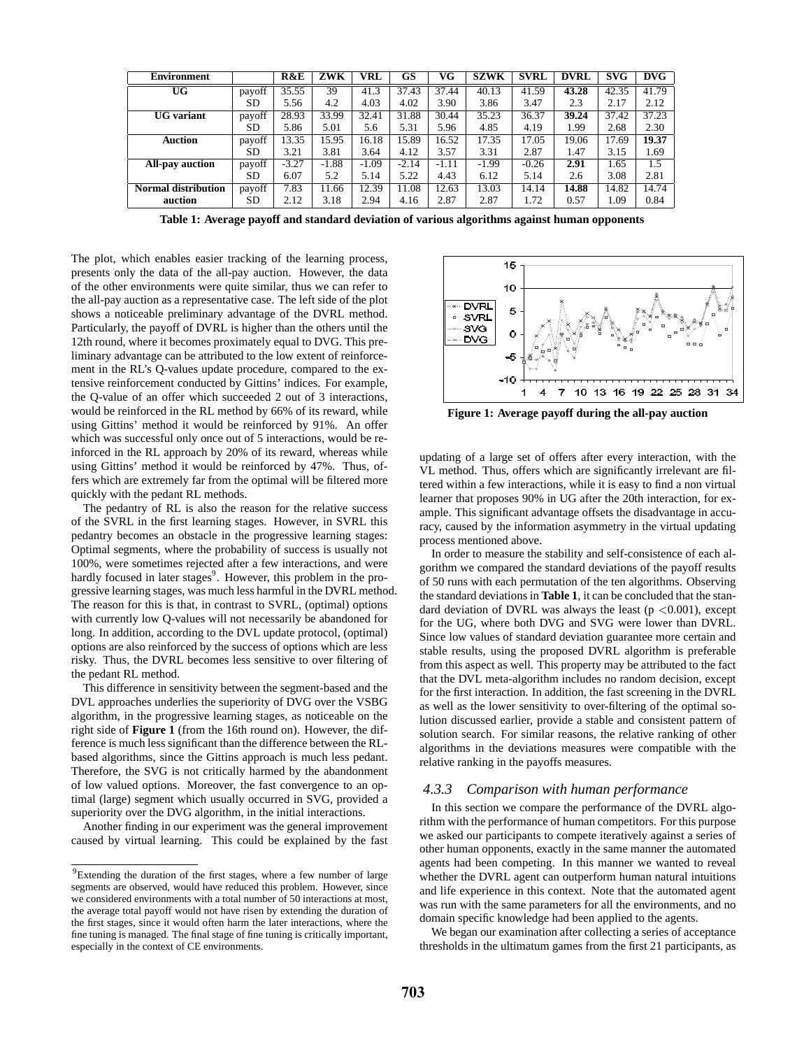| Environment | | R&E | ZWK | VRL | GS | VG | SZWK | SVRL | DVRL | SVG | DVG |
|---|---|---|---|---|---|---|---|---|---|---|---|
| UG | payoff | 35.55 | 39 | 41.3 | 37.43 | 37.44 | 40.13 | 41.59 | **43.28** | 42.35 | 41.79 |
| | SD | 5.56 | 4.2 | 4.03 | 4.02 | 3.90 | 3.86 | 3.47 | 2.3 | 2.17 | 2.12 |
| UG variant | payoff | 28.93 | 33.99 | 32.41 | 31.88 | 30.44 | 35.23 | 36.37 | **39.24** | 37.42 | 37.23 |
| | SD | 5.86 | 5.01 | 5.6 | 5.31 | 5.96 | 4.85 | 4.19 | 1.99 | 2.68 | 2.30 |
| Auction | payoff | 13.35 | 15.95 | 16.18 | 15.89 | 16.52 | 17.35 | 17.05 | 19.06 | 17.69 | **19.37** |
| | SD | 3.21 | 3.81 | 3.64 | 4.12 | 3.57 | 3.31 | 2.87 | 1.47 | 3.15 | 1.69 |
| All-pay auction | payoff | -3.27 | -1.88 | -1.09 | -2.14 | -1.11 | -1.99 | -0.26 | **2.91** | 1.65 | 1.5 |
| | SD | 6.07 | 5.2 | 5.14 | 5.22 | 4.43 | 6.12 | 5.14 | 2.6 | 3.08 | 2.81 |
| Normal distribution auction | payoff | 7.83 | 11.66 | 12.39 | 11.08 | 12.63 | 13.03 | 14.14 | **14.88** | 14.82 | 14.74 |
| | SD | 2.12 | 3.18 | 2.94 | 4.16 | 2.87 | 2.87 | 1.72 | 0.57 | 1.09 | 0.84 |

**Table 1: Average payoff and standard deviation of various algorithms against human opponents**

The plot, which enables easier tracking of the learning process, presents only the data of the all-pay auction. However, the data of the other environments were quite similar, thus we can refer to the all-pay auction as a representative case. The left side of the plot shows a noticeable preliminary advantage of the DVRL method. Particularly, the payoff of DVRL is higher than the others until the 12th round, where it becomes proximately equal to DVG. This preliminary advantage can be attributed to the low extent of reinforcement in the RL's Q-values update procedure, compared to the extensive reinforcement conducted by Gittins' indices. For example, the Q-value of an offer which succeeded 2 out of 3 interactions, would be reinforced in the RL method by 66% of its reward, while using Gittins' method it would be reinforced by 91%. An offer which was successful only once out of 5 interactions, would be reinforced in the RL approach by 20% of its reward, whereas while using Gittins' method it would be reinforced by 47%. Thus, offers which are extremely far from the optimal will be filtered more quickly with the pedant RL methods.

The pedantry of RL is also the reason for the relative success of the SVRL in the first learning stages. However, in SVRL this pedantry becomes an obstacle in the progressive learning stages: Optimal segments, where the probability of success is usually not 100%, were sometimes rejected after a few interactions, and were hardly focused in later stages[9]. However, this problem in the progressive learning stages, was much less harmful in the DVRL method. The reason for this is that, in contrast to SVRL, (optimal) options with currently low Q-values will not necessarily be abandoned for long. In addition, according to the DVL update protocol, (optimal) options are also reinforced by the success of options which are less risky. Thus, the DVRL becomes less sensitive to over filtering of the pedant RL method.

This difference in sensitivity between the segment-based and the DVL approaches underlies the superiority of DVG over the VSBG algorithm, in the progressive learning stages, as noticeable on the right side of **Figure 1** (from the 16th round on). However, the difference is much less significant than the difference between the RL-based algorithms, since the Gittins approach is much less pedant. Therefore, the SVG is not critically harmed by the abandonment of low valued options. Moreover, the fast convergence to an optimal (large) segment which usually occurred in SVG, provided a superiority over the DVG algorithm, in the initial interactions.

Another finding in our experiment was the general improvement caused by virtual learning. This could be explained by the fast updating of a large set of offers after every interaction, with the VL method. Thus, offers which are significantly irrelevant are filtered within a few interactions, while it is easy to find a non virtual learner that proposes 90% in UG after the 20th interaction, for example. This significant advantage offsets the disadvantage in accuracy, caused by the information asymmetry in the virtual updating process mentioned above.

**Figure 1: Average payoff during the all-pay auction**

In order to measure the stability and self-consistence of each algorithm we compared the standard deviations of the payoff results of 50 runs with each permutation of the ten algorithms. Observing the standard deviations in **Table 1**, it can be concluded that the standard deviation of DVRL was always the least ($p < 0.001$), except for the UG, where both DVG and SVG were lower than DVRL. Since low values of standard deviation guarantee more certain and stable results, using the proposed DVRL algorithm is preferable from this aspect as well. This property may be attributed to the fact that the DVL meta-algorithm includes no random decision, except for the first interaction. In addition, the fast screening in the DVRL as well as the lower sensitivity to over-filtering of the optimal solution discussed earlier, provide a stable and consistent pattern of solution search. For similar reasons, the relative ranking of other algorithms in the deviations measures were compatible with the relative ranking in the payoffs measures.

### *4.3.3 Comparison with human performance*

In this section we compare the performance of the DVRL algorithm with the performance of human competitors. For this purpose we asked our participants to compete iteratively against a series of other human opponents, exactly in the same manner the automated agents had been competing. In this manner we wanted to reveal whether the DVRL agent can outperform human natural intuitions and life experience in this context. Note that the automated agent was run with the same parameters for all the environments, and no domain specific knowledge had been applied to the agents.

We began our examination after collecting a series of acceptance thresholds in the ultimatum games from the first 21 participants, as

[9] Extending the duration of the first stages, where a few number of large segments are observed, would have reduced this problem. However, since we considered environments with a total number of 50 interactions at most, the average total payoff would not have risen by extending the duration of the first stages, since it would often harm the later interactions, where the fine tuning is managed. The final stage of fine tuning is critically important, especially in the context of CE environments.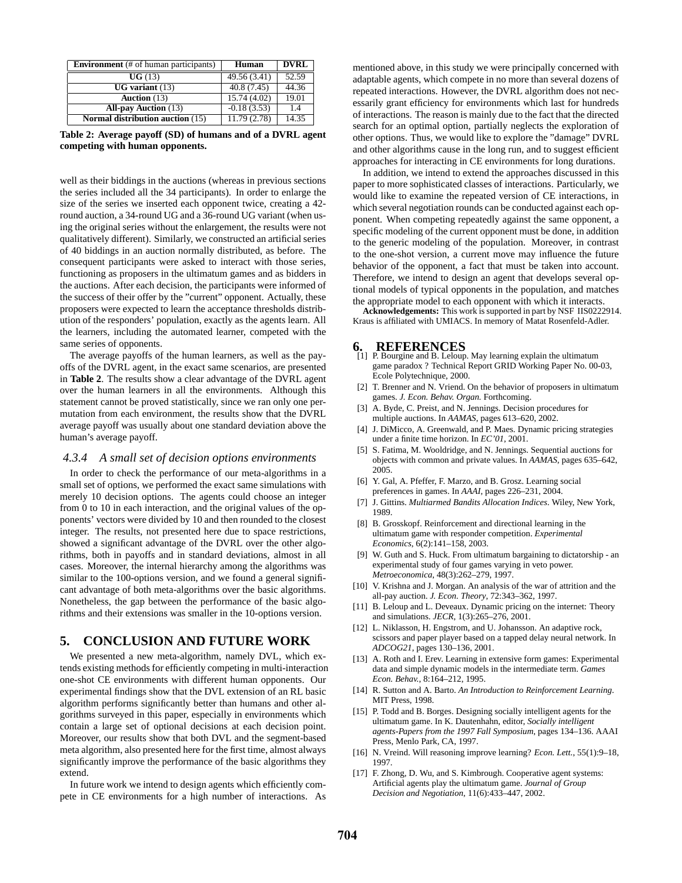| **Environment** (# of human participants) | **Human** | **DVRL** |
|---|---|---|
| **UG** (13) | 49.56 (3.41) | 52.59 |
| **UG variant** (13) | 40.8 (7.45) | 44.36 |
| **Auction** (13) | 15.74 (4.02) | 19.01 |
| **All-pay Auction** (13) | -0.18 (3.53) | 1.4 |
| **Normal distribution auction** (15) | 11.79 (2.78) | 14.35 |

**Table 2: Average payoff (SD) of humans and of a DVRL agent competing with human opponents.**

well as their biddings in the auctions (whereas in previous sections the series included all the 34 participants). In order to enlarge the size of the series we inserted each opponent twice, creating a 42-round auction, a 34-round UG and a 36-round UG variant (when using the original series without the enlargement, the results were not qualitatively different). Similarly, we constructed an artificial series of 40 biddings in an auction normally distributed, as before. The consequent participants were asked to interact with those series, functioning as proposers in the ultimatum games and as bidders in the auctions. After each decision, the participants were informed of the success of their offer by the "current" opponent. Actually, these proposers were expected to learn the acceptance thresholds distribution of the responders' population, exactly as the agents learn. All the learners, including the automated learner, competed with the same series of opponents.

The average payoffs of the human learners, as well as the payoffs of the DVRL agent, in the exact same scenarios, are presented in **Table 2**. The results show a clear advantage of the DVRL agent over the human learners in all the environments. Although this statement cannot be proved statistically, since we ran only one permutation from each environment, the results show that the DVRL average payoff was usually about one standard deviation above the human's average payoff.

### 4.3.4 A small set of decision options environments

In order to check the performance of our meta-algorithms in a small set of options, we performed the exact same simulations with merely 10 decision options. The agents could choose an integer from 0 to 10 in each interaction, and the original values of the opponents' vectors were divided by 10 and then rounded to the closest integer. The results, not presented here due to space restrictions, showed a significant advantage of the DVRL over the other algorithms, both in payoffs and in standard deviations, almost in all cases. Moreover, the internal hierarchy among the algorithms was similar to the 100-options version, and we found a general significant advantage of both meta-algorithms over the basic algorithms. Nonetheless, the gap between the performance of the basic algorithms and their extensions was smaller in the 10-options version.

## 5. CONCLUSION AND FUTURE WORK

We presented a new meta-algorithm, namely DVL, which extends existing methods for efficiently competing in multi-interaction one-shot CE environments with different human opponents. Our experimental findings show that the DVL extension of an RL basic algorithm performs significantly better than humans and other algorithms surveyed in this paper, especially in environments which contain a large set of optional decisions at each decision point. Moreover, our results show that both DVL and the segment-based meta algorithm, also presented here for the first time, almost always significantly improve the performance of the basic algorithms they extend.

In future work we intend to design agents which efficiently compete in CE environments for a high number of interactions. As mentioned above, in this study we were principally concerned with adaptable agents, which compete in no more than several dozens of repeated interactions. However, the DVRL algorithm does not necessarily grant efficiency for environments which last for hundreds of interactions. The reason is mainly due to the fact that the directed search for an optimal option, partially neglects the exploration of other options. Thus, we would like to explore the "damage" DVRL and other algorithms cause in the long run, and to suggest efficient approaches for interacting in CE environments for long durations.

In addition, we intend to extend the approaches discussed in this paper to more sophisticated classes of interactions. Particularly, we would like to examine the repeated version of CE interactions, in which several negotiation rounds can be conducted against each opponent. When competing repeatedly against the same opponent, a specific modeling of the current opponent must be done, in addition to the generic modeling of the population. Moreover, in contrast to the one-shot version, a current move may influence the future behavior of the opponent, a fact that must be taken into account. Therefore, we intend to design an agent that develops several optional models of typical opponents in the population, and matches the appropriate model to each opponent with which it interacts.

**Acknowledgements:** This work is supported in part by NSF IIS0222914. Kraus is affiliated with UMIACS. In memory of Matat Rosenfeld-Adler.

## 6. REFERENCES

[1] P. Bourgine and B. Leloup. May learning explain the ultimatum game paradox ? Technical Report GRID Working Paper No. 00-03, Ecole Polytechnique, 2000.

[2] T. Brenner and N. Vriend. On the behavior of proposers in ultimatum games. *J. Econ. Behav. Organ.* Forthcoming.

[3] A. Byde, C. Preist, and N. Jennings. Decision procedures for multiple auctions. In *AAMAS*, pages 613–620, 2002.

[4] J. DiMicco, A. Greenwald, and P. Maes. Dynamic pricing strategies under a finite time horizon. In *EC'01*, 2001.

[5] S. Fatima, M. Wooldridge, and N. Jennings. Sequential auctions for objects with common and private values. In *AAMAS*, pages 635–642, 2005.

[6] Y. Gal, A. Pfeffer, F. Marzo, and B. Grosz. Learning social preferences in games. In *AAAI*, pages 226–231, 2004.

[7] J. Gittins. *Multiarmed Bandits Allocation Indices*. Wiley, New York, 1989.

[8] B. Grosskopf. Reinforcement and directional learning in the ultimatum game with responder competition. *Experimental Economics*, 6(2):141–158, 2003.

[9] W. Guth and S. Huck. From ultimatum bargaining to dictatorship - an experimental study of four games varying in veto power. *Metroeconomica*, 48(3):262–279, 1997.

[10] V. Krishna and J. Morgan. An analysis of the war of attrition and the all-pay auction. *J. Econ. Theory*, 72:343–362, 1997.

[11] B. Leloup and L. Deveaux. Dynamic pricing on the internet: Theory and simulations. *JECR*, 1(3):265–276, 2001.

[12] L. Niklasson, H. Engstrom, and U. Johansson. An adaptive rock, scissors and paper player based on a tapped delay neural network. In *ADCOG21*, pages 130–136, 2001.

[13] A. Roth and I. Erev. Learning in extensive form games: Experimental data and simple dynamic models in the intermediate term. *Games Econ. Behav.*, 8:164–212, 1995.

[14] R. Sutton and A. Barto. *An Introduction to Reinforcement Learning*. MIT Press, 1998.

[15] P. Todd and B. Borges. Designing socially intelligent agents for the ultimatum game. In K. Dautenhahn, editor, *Socially intelligent agents-Papers from the 1997 Fall Symposium*, pages 134–136. AAAI Press, Menlo Park, CA, 1997.

[16] N. Vreind. Will reasoning improve learning? *Econ. Lett.*, 55(1):9–18, 1997.

[17] F. Zhong, D. Wu, and S. Kimbrough. Cooperative agent systems: Artificial agents play the ultimatum game. *Journal of Group Decision and Negotiation*, 11(6):433–447, 2002.